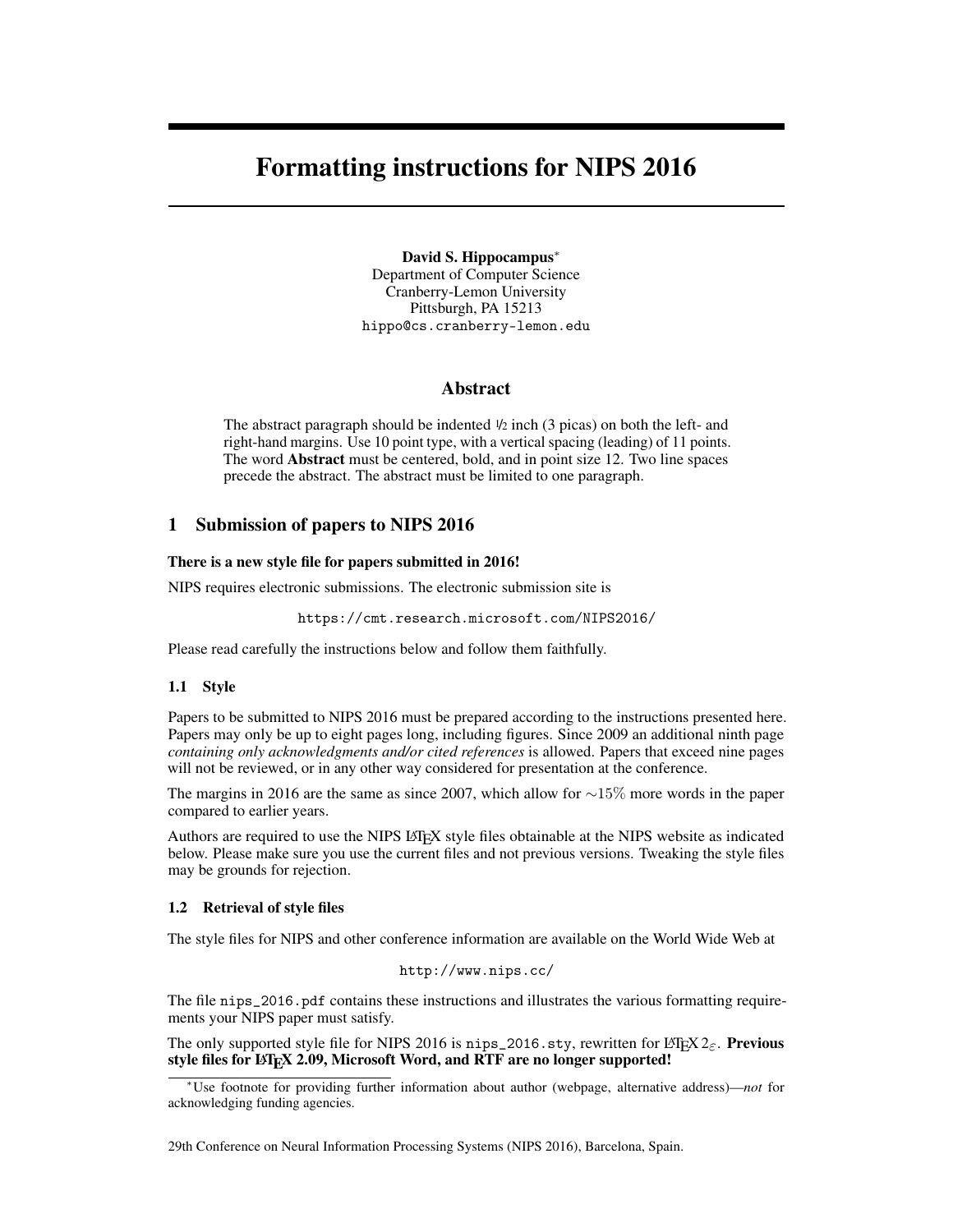# Formatting instructions for NIPS 2016

**David S. Hippocampus**[*]
Department of Computer Science
Cranberry-Lemon University
Pittsburgh, PA 15213
hippo@cs.cranberry-lemon.edu

## Abstract

The abstract paragraph should be indented ½ inch (3 picas) on both the left- and right-hand margins. Use 10 point type, with a vertical spacing (leading) of 11 points. The word **Abstract** must be centered, bold, and in point size 12. Two line spaces precede the abstract. The abstract must be limited to one paragraph.

## 1 Submission of papers to NIPS 2016

**There is a new style file for papers submitted in 2016!**

NIPS requires electronic submissions. The electronic submission site is

https://cmt.research.microsoft.com/NIPS2016/

Please read carefully the instructions below and follow them faithfully.

### 1.1 Style

Papers to be submitted to NIPS 2016 must be prepared according to the instructions presented here. Papers may only be up to eight pages long, including figures. Since 2009 an additional ninth page *containing only acknowledgments and/or cited references* is allowed. Papers that exceed nine pages will not be reviewed, or in any other way considered for presentation at the conference.

The margins in 2016 are the same as since 2007, which allow for $\sim 15\%$ more words in the paper compared to earlier years.

Authors are required to use the NIPS LaTeX style files obtainable at the NIPS website as indicated below. Please make sure you use the current files and not previous versions. Tweaking the style files may be grounds for rejection.

### 1.2 Retrieval of style files

The style files for NIPS and other conference information are available on the World Wide Web at

http://www.nips.cc/

The file `nips_2016.pdf` contains these instructions and illustrates the various formatting requirements your NIPS paper must satisfy.

The only supported style file for NIPS 2016 is `nips_2016.sty`, rewritten for LaTeX $2_\varepsilon$. **Previous style files for LaTeX 2.09, Microsoft Word, and RTF are no longer supported!**

[*] Use footnote for providing further information about author (webpage, alternative address)—*not* for acknowledging funding agencies.

29th Conference on Neural Information Processing Systems (NIPS 2016), Barcelona, Spain.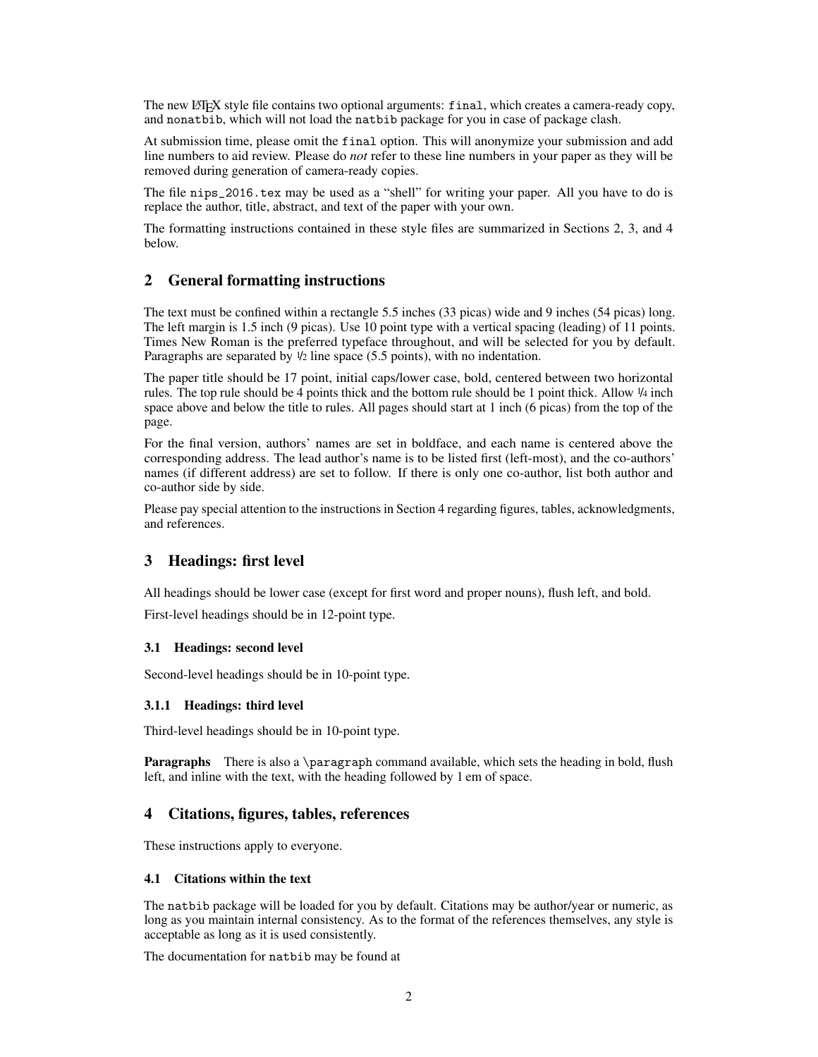The new LaTeX style file contains two optional arguments: `final`, which creates a camera-ready copy, and `nonatbib`, which will not load the `natbib` package for you in case of package clash.

At submission time, please omit the `final` option. This will anonymize your submission and add line numbers to aid review. Please do *not* refer to these line numbers in your paper as they will be removed during generation of camera-ready copies.

The file `nips_2016.tex` may be used as a "shell" for writing your paper. All you have to do is replace the author, title, abstract, and text of the paper with your own.

The formatting instructions contained in these style files are summarized in Sections 2, 3, and 4 below.

# 2 General formatting instructions

The text must be confined within a rectangle 5.5 inches (33 picas) wide and 9 inches (54 picas) long. The left margin is 1.5 inch (9 picas). Use 10 point type with a vertical spacing (leading) of 11 points. Times New Roman is the preferred typeface throughout, and will be selected for you by default. Paragraphs are separated by ½ line space (5.5 points), with no indentation.

The paper title should be 17 point, initial caps/lower case, bold, centered between two horizontal rules. The top rule should be 4 points thick and the bottom rule should be 1 point thick. Allow ¼ inch space above and below the title to rules. All pages should start at 1 inch (6 picas) from the top of the page.

For the final version, authors' names are set in boldface, and each name is centered above the corresponding address. The lead author's name is to be listed first (left-most), and the co-authors' names (if different address) are set to follow. If there is only one co-author, list both author and co-author side by side.

Please pay special attention to the instructions in Section 4 regarding figures, tables, acknowledgments, and references.

# 3 Headings: first level

All headings should be lower case (except for first word and proper nouns), flush left, and bold.

First-level headings should be in 12-point type.

## 3.1 Headings: second level

Second-level headings should be in 10-point type.

### 3.1.1 Headings: third level

Third-level headings should be in 10-point type.

**Paragraphs** There is also a `\paragraph` command available, which sets the heading in bold, flush left, and inline with the text, with the heading followed by 1 em of space.

# 4 Citations, figures, tables, references

These instructions apply to everyone.

## 4.1 Citations within the text

The `natbib` package will be loaded for you by default. Citations may be author/year or numeric, as long as you maintain internal consistency. As to the format of the references themselves, any style is acceptable as long as it is used consistently.

The documentation for `natbib` may be found at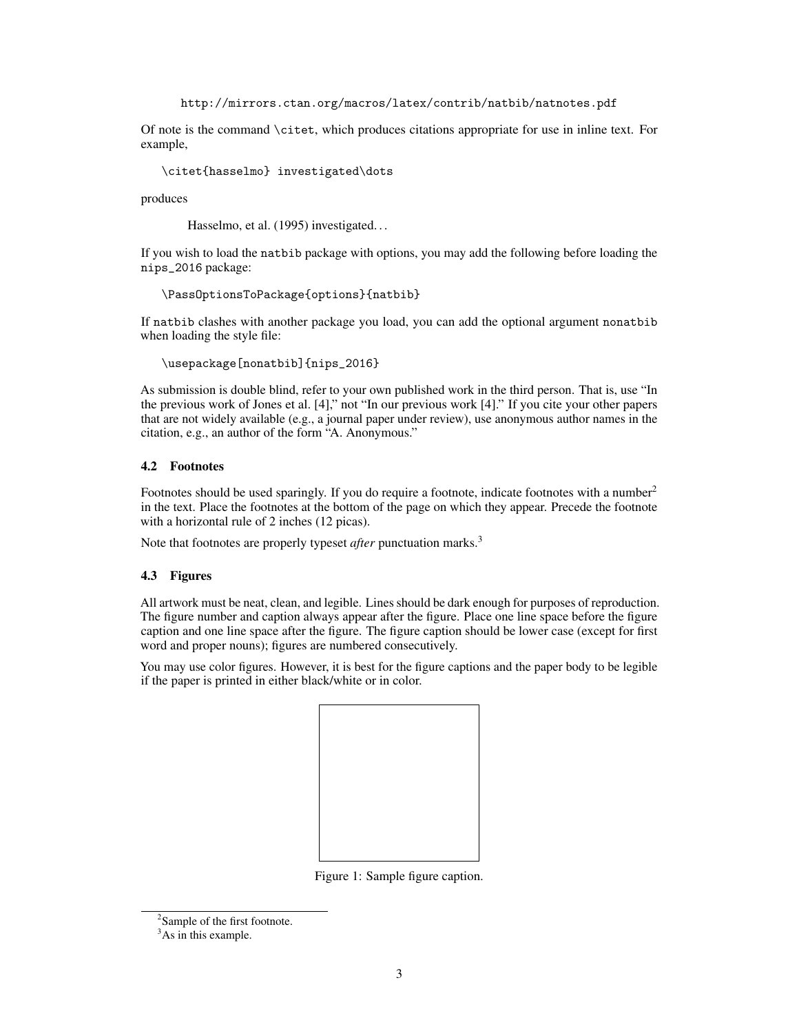```
http://mirrors.ctan.org/macros/latex/contrib/natbib/natnotes.pdf
```

Of note is the command `\citet`, which produces citations appropriate for use in inline text. For example,

```
\citet{hasselmo} investigated\dots
```

produces

> Hasselmo, et al. (1995) investigated...

If you wish to load the `natbib` package with options, you may add the following before loading the `nips_2016` package:

```
\PassOptionsToPackage{options}{natbib}
```

If `natbib` clashes with another package you load, you can add the optional argument `nonatbib` when loading the style file:

```
\usepackage[nonatbib]{nips_2016}
```

As submission is double blind, refer to your own published work in the third person. That is, use "In the previous work of Jones et al. [4]," not "In our previous work [4]." If you cite your other papers that are not widely available (e.g., a journal paper under review), use anonymous author names in the citation, e.g., an author of the form "A. Anonymous."

### 4.2 Footnotes

Footnotes should be used sparingly. If you do require a footnote, indicate footnotes with a number[2] in the text. Place the footnotes at the bottom of the page on which they appear. Precede the footnote with a horizontal rule of 2 inches (12 picas).

Note that footnotes are properly typeset *after* punctuation marks.[3]

### 4.3 Figures

All artwork must be neat, clean, and legible. Lines should be dark enough for purposes of reproduction. The figure number and caption always appear after the figure. Place one line space before the figure caption and one line space after the figure. The figure caption should be lower case (except for first word and proper nouns); figures are numbered consecutively.

You may use color figures. However, it is best for the figure captions and the paper body to be legible if the paper is printed in either black/white or in color.

Figure 1: Sample figure caption.

[2] Sample of the first footnote.

[3] As in this example.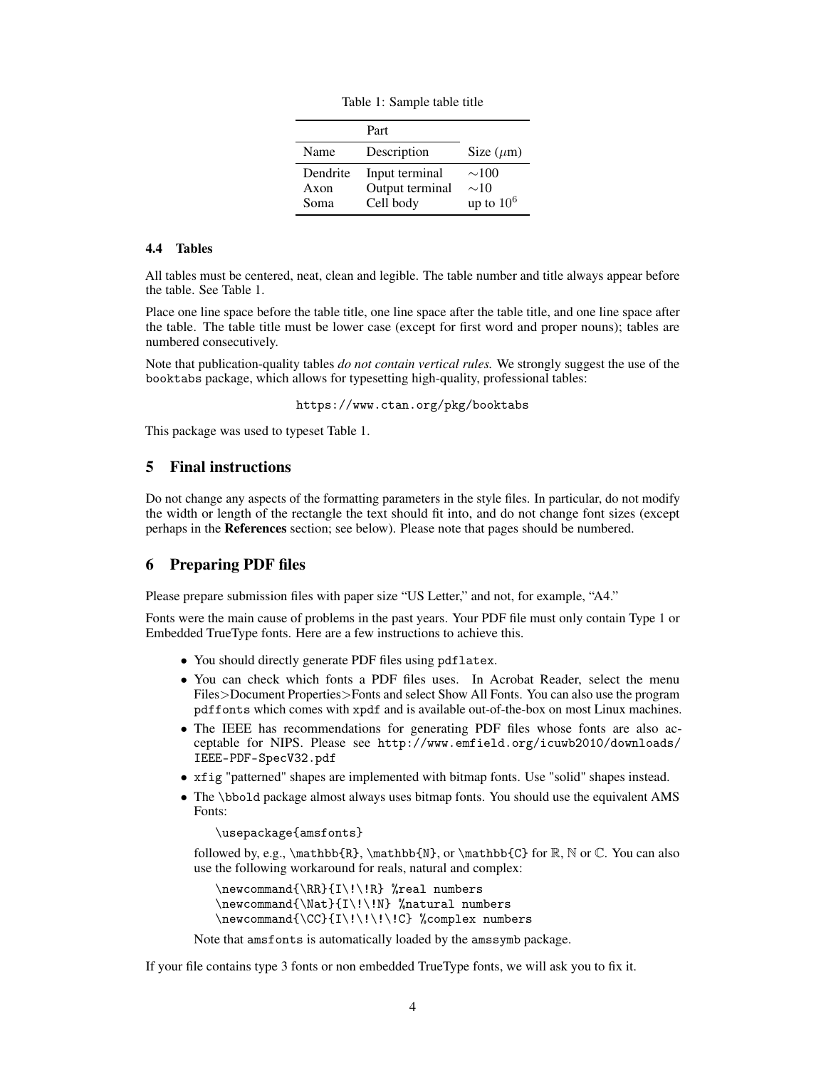Table 1: Sample table title

| Part | | |
|---|---|---|
| Name | Description | Size ($\mu$m) |
| Dendrite | Input terminal | $\sim$100 |
| Axon | Output terminal | $\sim$10 |
| Soma | Cell body | up to $10^6$ |

### 4.4 Tables

All tables must be centered, neat, clean and legible. The table number and title always appear before the table. See Table 1.

Place one line space before the table title, one line space after the table title, and one line space after the table. The table title must be lower case (except for first word and proper nouns); tables are numbered consecutively.

Note that publication-quality tables *do not contain vertical rules.* We strongly suggest the use of the `booktabs` package, which allows for typesetting high-quality, professional tables:

`https://www.ctan.org/pkg/booktabs`

This package was used to typeset Table 1.

## 5 Final instructions

Do not change any aspects of the formatting parameters in the style files. In particular, do not modify the width or length of the rectangle the text should fit into, and do not change font sizes (except perhaps in the **References** section; see below). Please note that pages should be numbered.

## 6 Preparing PDF files

Please prepare submission files with paper size "US Letter," and not, for example, "A4."

Fonts were the main cause of problems in the past years. Your PDF file must only contain Type 1 or Embedded TrueType fonts. Here are a few instructions to achieve this.

- You should directly generate PDF files using `pdflatex`.
- You can check which fonts a PDF files uses. In Acrobat Reader, select the menu Files>Document Properties>Fonts and select Show All Fonts. You can also use the program `pdffonts` which comes with `xpdf` and is available out-of-the-box on most Linux machines.
- The IEEE has recommendations for generating PDF files whose fonts are also acceptable for NIPS. Please see `http://www.emfield.org/icuwb2010/downloads/IEEE-PDF-SpecV32.pdf`
- `xfig` "patterned" shapes are implemented with bitmap fonts. Use "solid" shapes instead.
- The `\bbold` package almost always uses bitmap fonts. You should use the equivalent AMS Fonts:

  ```
  \usepackage{amsfonts}
  ```

  followed by, e.g., `\mathbb{R}`, `\mathbb{N}`, or `\mathbb{C}` for $\mathbb{R}$, $\mathbb{N}$ or $\mathbb{C}$. You can also use the following workaround for reals, natural and complex:

  ```
  \newcommand{\RR}{I\!\!R} %real numbers
  \newcommand{\Nat}{I\!\!N} %natural numbers
  \newcommand{\CC}{I\!\!\!\!C} %complex numbers
  ```

  Note that `amsfonts` is automatically loaded by the `amssymb` package.

If your file contains type 3 fonts or non embedded TrueType fonts, we will ask you to fix it.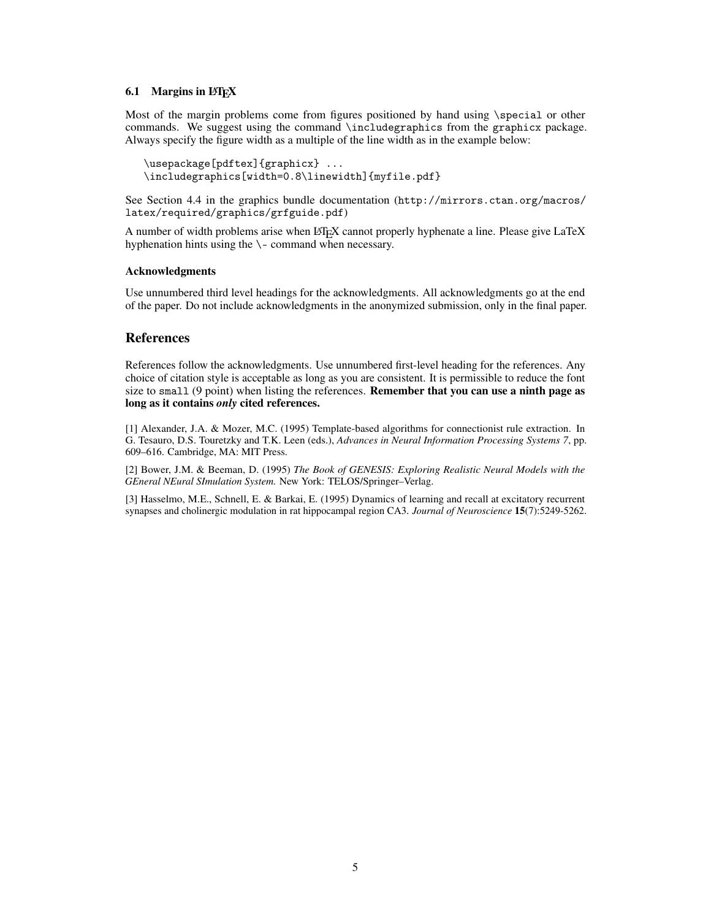### 6.1 Margins in LaTeX

Most of the margin problems come from figures positioned by hand using `\special` or other commands. We suggest using the command `\includegraphics` from the `graphicx` package. Always specify the figure width as a multiple of the line width as in the example below:

```
\usepackage[pdftex]{graphicx} ...
\includegraphics[width=0.8\linewidth]{myfile.pdf}
```

See Section 4.4 in the graphics bundle documentation (`http://mirrors.ctan.org/macros/latex/required/graphics/grfguide.pdf`)

A number of width problems arise when LaTeX cannot properly hyphenate a line. Please give LaTeX hyphenation hints using the `\-` command when necessary.

#### Acknowledgments

Use unnumbered third level headings for the acknowledgments. All acknowledgments go at the end of the paper. Do not include acknowledgments in the anonymized submission, only in the final paper.

## References

References follow the acknowledgments. Use unnumbered first-level heading for the references. Any choice of citation style is acceptable as long as you are consistent. It is permissible to reduce the font size to `small` (9 point) when listing the references. **Remember that you can use a ninth page as long as it contains *only* cited references.**

[1] Alexander, J.A. & Mozer, M.C. (1995) Template-based algorithms for connectionist rule extraction. In G. Tesauro, D.S. Touretzky and T.K. Leen (eds.), *Advances in Neural Information Processing Systems 7*, pp. 609–616. Cambridge, MA: MIT Press.

[2] Bower, J.M. & Beeman, D. (1995) *The Book of GENESIS: Exploring Realistic Neural Models with the GEneral NEural SImulation System.* New York: TELOS/Springer–Verlag.

[3] Hasselmo, M.E., Schnell, E. & Barkai, E. (1995) Dynamics of learning and recall at excitatory recurrent synapses and cholinergic modulation in rat hippocampal region CA3. *Journal of Neuroscience* **15**(7):5249-5262.